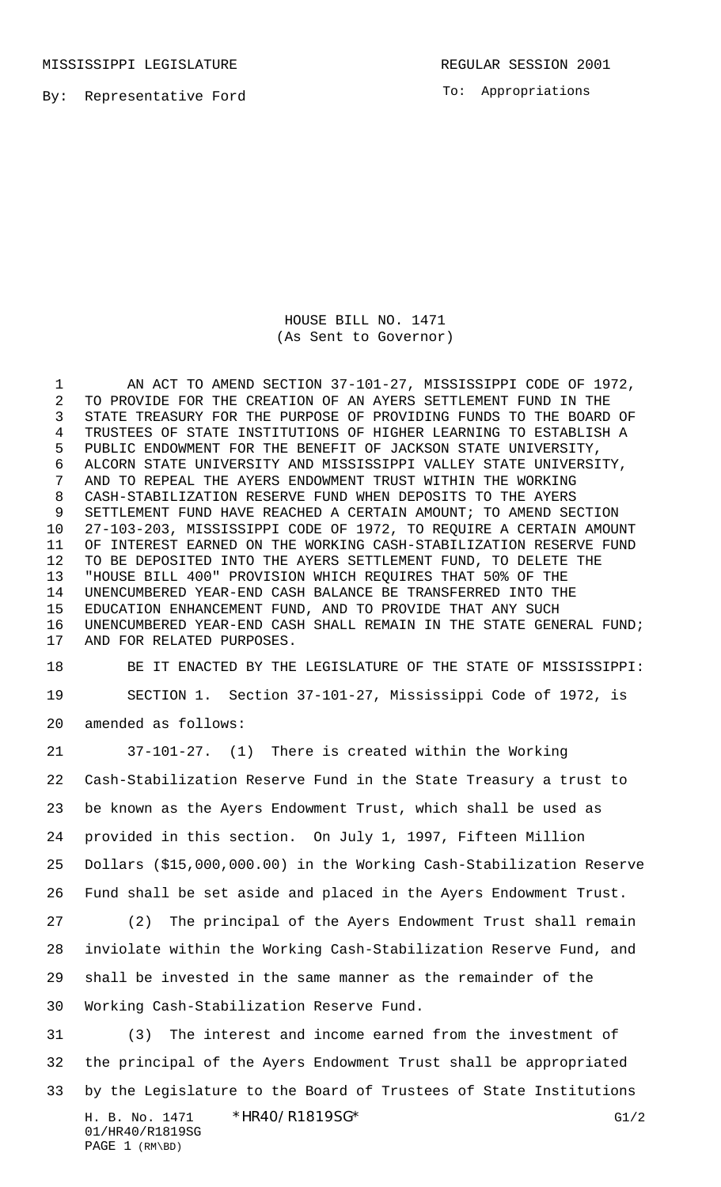MISSISSIPPI LEGISLATURE REGULAR SESSION 2001

By: Representative Ford

To: Appropriations

HOUSE BILL NO. 1471
(As Sent to Governor)

AN ACT TO AMEND SECTION 37-101-27, MISSISSIPPI CODE OF 1972, TO PROVIDE FOR THE CREATION OF AN AYERS SETTLEMENT FUND IN THE STATE TREASURY FOR THE PURPOSE OF PROVIDING FUNDS TO THE BOARD OF TRUSTEES OF STATE INSTITUTIONS OF HIGHER LEARNING TO ESTABLISH A PUBLIC ENDOWMENT FOR THE BENEFIT OF JACKSON STATE UNIVERSITY, ALCORN STATE UNIVERSITY AND MISSISSIPPI VALLEY STATE UNIVERSITY, AND TO REPEAL THE AYERS ENDOWMENT TRUST WITHIN THE WORKING CASH-STABILIZATION RESERVE FUND WHEN DEPOSITS TO THE AYERS SETTLEMENT FUND HAVE REACHED A CERTAIN AMOUNT; TO AMEND SECTION 27-103-203, MISSISSIPPI CODE OF 1972, TO REQUIRE A CERTAIN AMOUNT OF INTEREST EARNED ON THE WORKING CASH-STABILIZATION RESERVE FUND TO BE DEPOSITED INTO THE AYERS SETTLEMENT FUND, TO DELETE THE "HOUSE BILL 400" PROVISION WHICH REQUIRES THAT 50% OF THE UNENCUMBERED YEAR-END CASH BALANCE BE TRANSFERRED INTO THE EDUCATION ENHANCEMENT FUND, AND TO PROVIDE THAT ANY SUCH UNENCUMBERED YEAR-END CASH SHALL REMAIN IN THE STATE GENERAL FUND; AND FOR RELATED PURPOSES.

BE IT ENACTED BY THE LEGISLATURE OF THE STATE OF MISSISSIPPI:

SECTION 1. Section 37-101-27, Mississippi Code of 1972, is amended as follows:

37-101-27. (1) There is created within the Working Cash-Stabilization Reserve Fund in the State Treasury a trust to be known as the Ayers Endowment Trust, which shall be used as provided in this section. On July 1, 1997, Fifteen Million Dollars ($15,000,000.00) in the Working Cash-Stabilization Reserve Fund shall be set aside and placed in the Ayers Endowment Trust.

(2) The principal of the Ayers Endowment Trust shall remain inviolate within the Working Cash-Stabilization Reserve Fund, and shall be invested in the same manner as the remainder of the Working Cash-Stabilization Reserve Fund.

(3) The interest and income earned from the investment of the principal of the Ayers Endowment Trust shall be appropriated by the Legislature to the Board of Trustees of State Institutions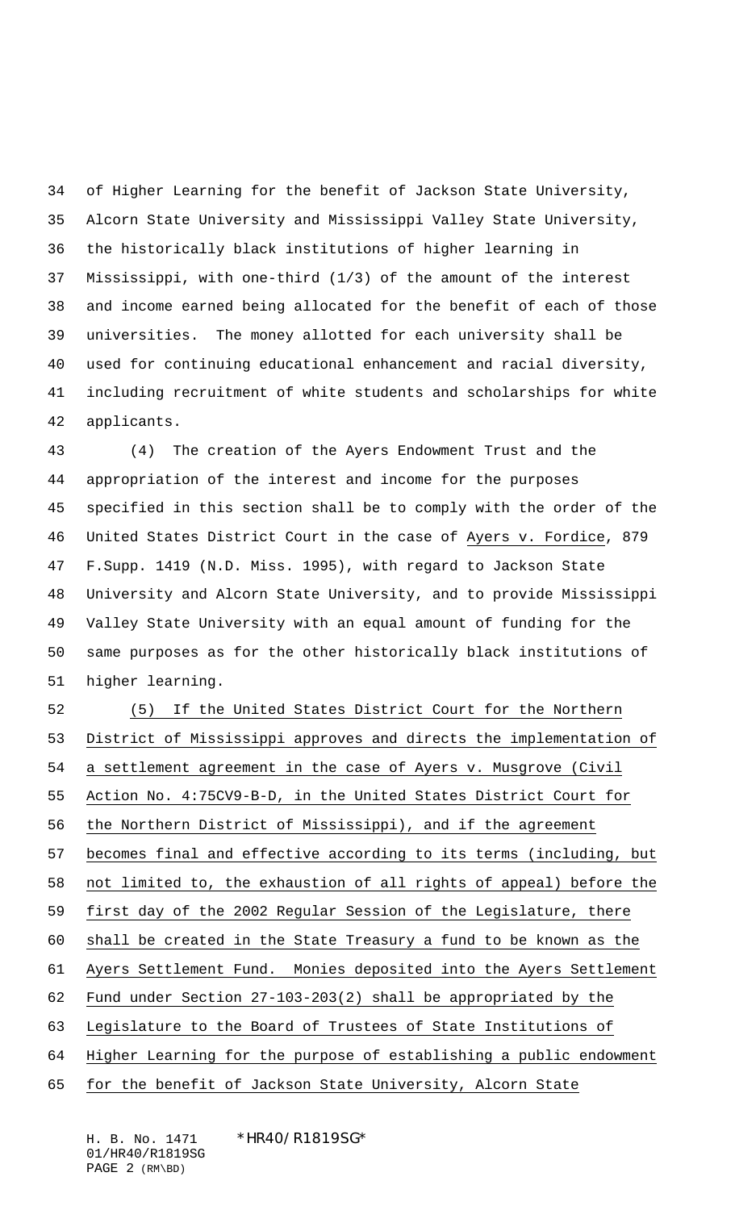of Higher Learning for the benefit of Jackson State University, Alcorn State University and Mississippi Valley State University, the historically black institutions of higher learning in Mississippi, with one-third (1/3) of the amount of the interest and income earned being allocated for the benefit of each of those universities. The money allotted for each university shall be used for continuing educational enhancement and racial diversity, including recruitment of white students and scholarships for white applicants.

(4) The creation of the Ayers Endowment Trust and the appropriation of the interest and income for the purposes specified in this section shall be to comply with the order of the United States District Court in the case of Ayers v. Fordice, 879 F.Supp. 1419 (N.D. Miss. 1995), with regard to Jackson State University and Alcorn State University, and to provide Mississippi Valley State University with an equal amount of funding for the same purposes as for the other historically black institutions of higher learning.

(5) If the United States District Court for the Northern District of Mississippi approves and directs the implementation of a settlement agreement in the case of Ayers v. Musgrove (Civil Action No. 4:75CV9-B-D, in the United States District Court for the Northern District of Mississippi), and if the agreement becomes final and effective according to its terms (including, but not limited to, the exhaustion of all rights of appeal) before the first day of the 2002 Regular Session of the Legislature, there shall be created in the State Treasury a fund to be known as the Ayers Settlement Fund. Monies deposited into the Ayers Settlement Fund under Section 27-103-203(2) shall be appropriated by the Legislature to the Board of Trustees of State Institutions of Higher Learning for the purpose of establishing a public endowment for the benefit of Jackson State University, Alcorn State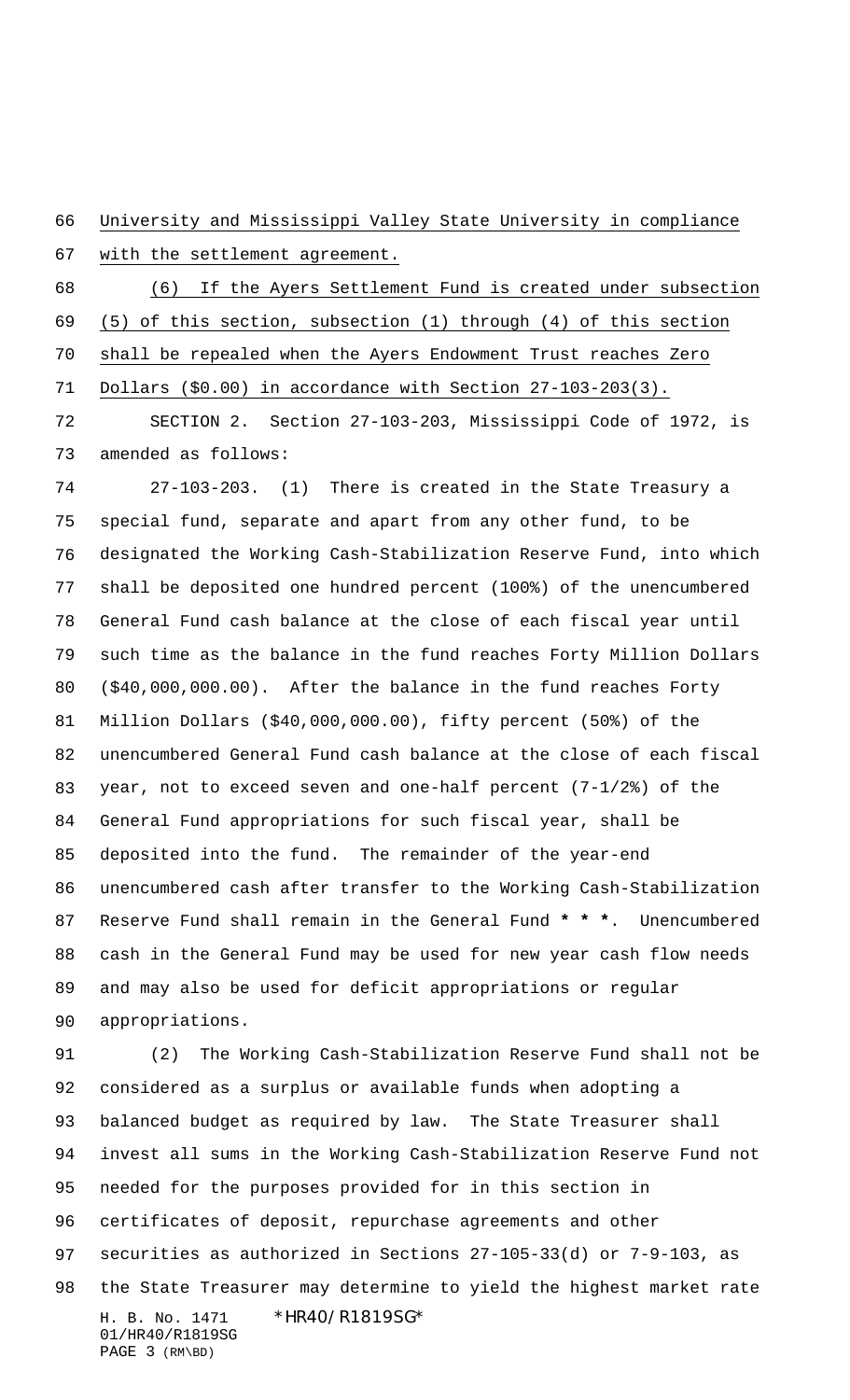University and Mississippi Valley State University in compliance with the settlement agreement.

(6) If the Ayers Settlement Fund is created under subsection (5) of this section, subsection (1) through (4) of this section shall be repealed when the Ayers Endowment Trust reaches Zero Dollars ($0.00) in accordance with Section 27-103-203(3).

SECTION 2. Section 27-103-203, Mississippi Code of 1972, is amended as follows:

27-103-203. (1) There is created in the State Treasury a special fund, separate and apart from any other fund, to be designated the Working Cash-Stabilization Reserve Fund, into which shall be deposited one hundred percent (100%) of the unencumbered General Fund cash balance at the close of each fiscal year until such time as the balance in the fund reaches Forty Million Dollars ($40,000,000.00). After the balance in the fund reaches Forty Million Dollars ($40,000,000.00), fifty percent (50%) of the unencumbered General Fund cash balance at the close of each fiscal year, not to exceed seven and one-half percent (7-1/2%) of the General Fund appropriations for such fiscal year, shall be deposited into the fund. The remainder of the year-end unencumbered cash after transfer to the Working Cash-Stabilization Reserve Fund shall remain in the General Fund **\* \* \***. Unencumbered cash in the General Fund may be used for new year cash flow needs and may also be used for deficit appropriations or regular appropriations.

(2) The Working Cash-Stabilization Reserve Fund shall not be considered as a surplus or available funds when adopting a balanced budget as required by law. The State Treasurer shall invest all sums in the Working Cash-Stabilization Reserve Fund not needed for the purposes provided for in this section in certificates of deposit, repurchase agreements and other securities as authorized in Sections 27-105-33(d) or 7-9-103, as the State Treasurer may determine to yield the highest market rate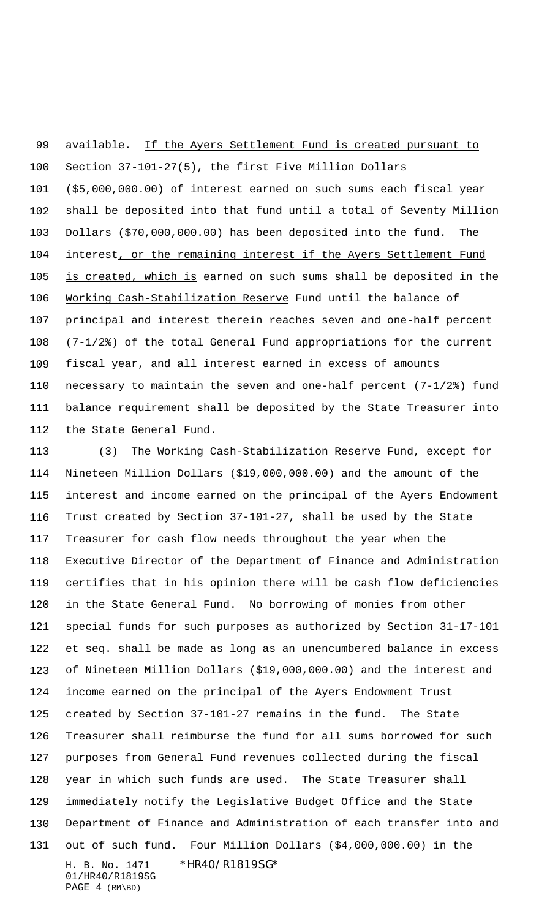available. <u>If the Ayers Settlement Fund is created pursuant to Section 37-101-27(5), the first Five Million Dollars ($5,000,000.00) of interest earned on such sums each fiscal year shall be deposited into that fund until a total of Seventy Million Dollars ($70,000,000.00) has been deposited into the fund.</u> The interest<u>, or the remaining interest if the Ayers Settlement Fund is created, which is</u> earned on such sums shall be deposited in the <u>Working Cash-Stabilization Reserve</u> Fund until the balance of principal and interest therein reaches seven and one-half percent (7-1/2%) of the total General Fund appropriations for the current fiscal year, and all interest earned in excess of amounts necessary to maintain the seven and one-half percent (7-1/2%) fund balance requirement shall be deposited by the State Treasurer into the State General Fund.

(3) The Working Cash-Stabilization Reserve Fund, except for Nineteen Million Dollars ($19,000,000.00) and the amount of the interest and income earned on the principal of the Ayers Endowment Trust created by Section 37-101-27, shall be used by the State Treasurer for cash flow needs throughout the year when the Executive Director of the Department of Finance and Administration certifies that in his opinion there will be cash flow deficiencies in the State General Fund. No borrowing of monies from other special funds for such purposes as authorized by Section 31-17-101 et seq. shall be made as long as an unencumbered balance in excess of Nineteen Million Dollars ($19,000,000.00) and the interest and income earned on the principal of the Ayers Endowment Trust created by Section 37-101-27 remains in the fund. The State Treasurer shall reimburse the fund for all sums borrowed for such purposes from General Fund revenues collected during the fiscal year in which such funds are used. The State Treasurer shall immediately notify the Legislative Budget Office and the State Department of Finance and Administration of each transfer into and out of such fund. Four Million Dollars ($4,000,000.00) in the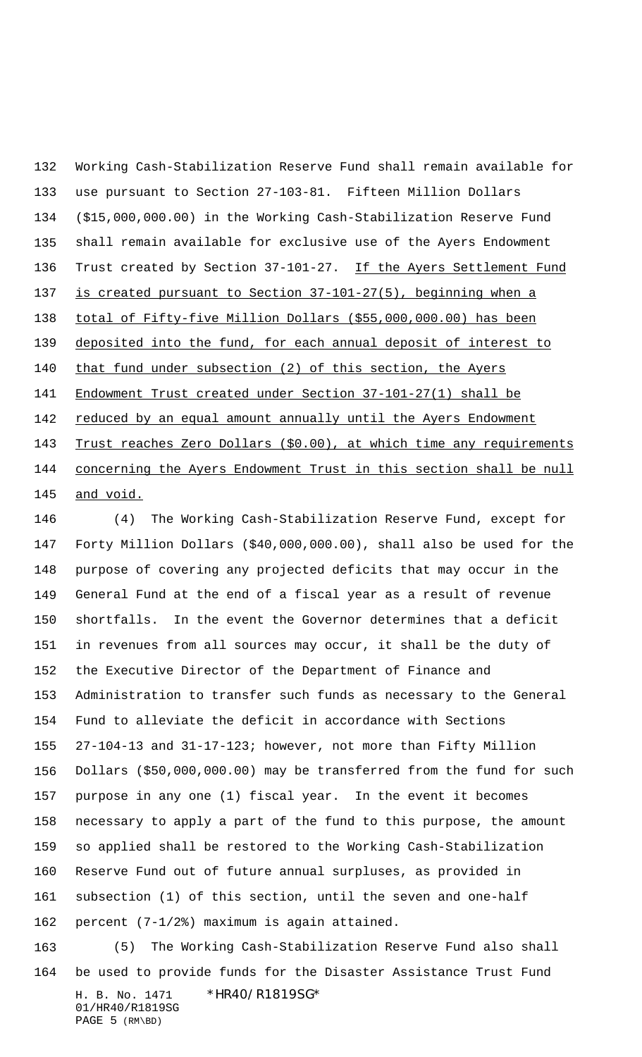Working Cash-Stabilization Reserve Fund shall remain available for use pursuant to Section 27-103-81. Fifteen Million Dollars ($15,000,000.00) in the Working Cash-Stabilization Reserve Fund shall remain available for exclusive use of the Ayers Endowment Trust created by Section 37-101-27. <u>If the Ayers Settlement Fund is created pursuant to Section 37-101-27(5), beginning when a total of Fifty-five Million Dollars ($55,000,000.00) has been deposited into the fund, for each annual deposit of interest to that fund under subsection (2) of this section, the Ayers Endowment Trust created under Section 37-101-27(1) shall be reduced by an equal amount annually until the Ayers Endowment Trust reaches Zero Dollars ($0.00), at which time any requirements concerning the Ayers Endowment Trust in this section shall be null and void.</u>

(4) The Working Cash-Stabilization Reserve Fund, except for Forty Million Dollars ($40,000,000.00), shall also be used for the purpose of covering any projected deficits that may occur in the General Fund at the end of a fiscal year as a result of revenue shortfalls. In the event the Governor determines that a deficit in revenues from all sources may occur, it shall be the duty of the Executive Director of the Department of Finance and Administration to transfer such funds as necessary to the General Fund to alleviate the deficit in accordance with Sections 27-104-13 and 31-17-123; however, not more than Fifty Million Dollars ($50,000,000.00) may be transferred from the fund for such purpose in any one (1) fiscal year. In the event it becomes necessary to apply a part of the fund to this purpose, the amount so applied shall be restored to the Working Cash-Stabilization Reserve Fund out of future annual surpluses, as provided in subsection (1) of this section, until the seven and one-half percent (7-1/2%) maximum is again attained.

(5) The Working Cash-Stabilization Reserve Fund also shall be used to provide funds for the Disaster Assistance Trust Fund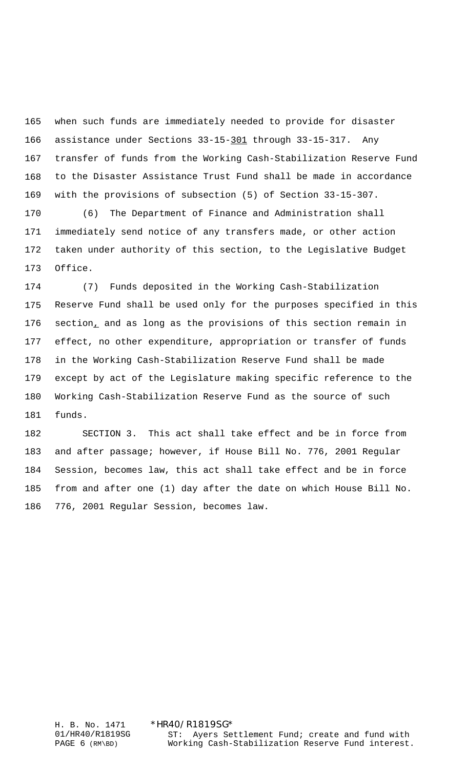when such funds are immediately needed to provide for disaster assistance under Sections 33-15-301 through 33-15-317. Any transfer of funds from the Working Cash-Stabilization Reserve Fund to the Disaster Assistance Trust Fund shall be made in accordance with the provisions of subsection (5) of Section 33-15-307.

(6) The Department of Finance and Administration shall immediately send notice of any transfers made, or other action taken under authority of this section, to the Legislative Budget Office.

(7) Funds deposited in the Working Cash-Stabilization Reserve Fund shall be used only for the purposes specified in this section, and as long as the provisions of this section remain in effect, no other expenditure, appropriation or transfer of funds in the Working Cash-Stabilization Reserve Fund shall be made except by act of the Legislature making specific reference to the Working Cash-Stabilization Reserve Fund as the source of such funds.

SECTION 3. This act shall take effect and be in force from and after passage; however, if House Bill No. 776, 2001 Regular Session, becomes law, this act shall take effect and be in force from and after one (1) day after the date on which House Bill No. 776, 2001 Regular Session, becomes law.

ST: Ayers Settlement Fund; create and fund with Working Cash-Stabilization Reserve Fund interest.